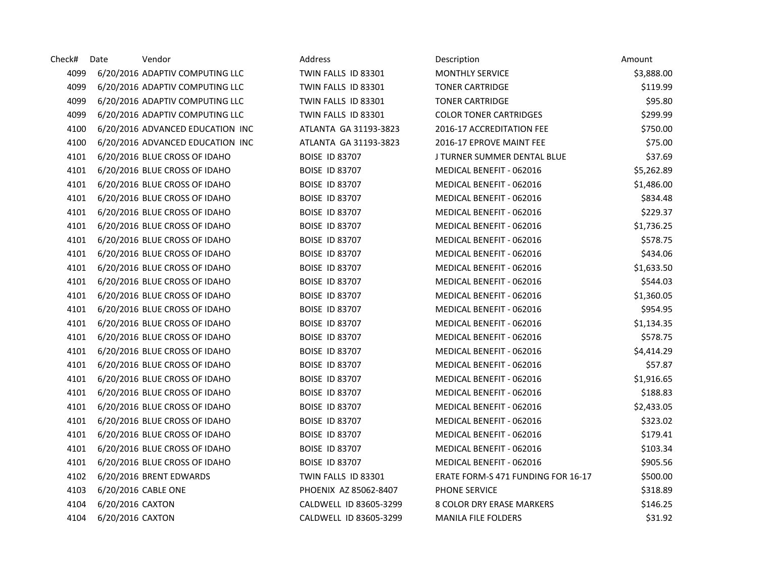| Check# | Date | Vendor | Address | Description | Amount |
|---|---|---|---|---|---|
| 4099 | 6/20/2016 | ADAPTIV COMPUTING LLC | TWIN FALLS ID 83301 | MONTHLY SERVICE | $3,888.00 |
| 4099 | 6/20/2016 | ADAPTIV COMPUTING LLC | TWIN FALLS ID 83301 | TONER CARTRIDGE | $119.99 |
| 4099 | 6/20/2016 | ADAPTIV COMPUTING LLC | TWIN FALLS ID 83301 | TONER CARTRIDGE | $95.80 |
| 4099 | 6/20/2016 | ADAPTIV COMPUTING LLC | TWIN FALLS ID 83301 | COLOR TONER CARTRIDGES | $299.99 |
| 4100 | 6/20/2016 | ADVANCED EDUCATION INC | ATLANTA GA 31193-3823 | 2016-17 ACCREDITATION FEE | $750.00 |
| 4100 | 6/20/2016 | ADVANCED EDUCATION INC | ATLANTA GA 31193-3823 | 2016-17 EPROVE MAINT FEE | $75.00 |
| 4101 | 6/20/2016 | BLUE CROSS OF IDAHO | BOISE ID 83707 | J TURNER SUMMER DENTAL BLUE | $37.69 |
| 4101 | 6/20/2016 | BLUE CROSS OF IDAHO | BOISE ID 83707 | MEDICAL BENEFIT - 062016 | $5,262.89 |
| 4101 | 6/20/2016 | BLUE CROSS OF IDAHO | BOISE ID 83707 | MEDICAL BENEFIT - 062016 | $1,486.00 |
| 4101 | 6/20/2016 | BLUE CROSS OF IDAHO | BOISE ID 83707 | MEDICAL BENEFIT - 062016 | $834.48 |
| 4101 | 6/20/2016 | BLUE CROSS OF IDAHO | BOISE ID 83707 | MEDICAL BENEFIT - 062016 | $229.37 |
| 4101 | 6/20/2016 | BLUE CROSS OF IDAHO | BOISE ID 83707 | MEDICAL BENEFIT - 062016 | $1,736.25 |
| 4101 | 6/20/2016 | BLUE CROSS OF IDAHO | BOISE ID 83707 | MEDICAL BENEFIT - 062016 | $578.75 |
| 4101 | 6/20/2016 | BLUE CROSS OF IDAHO | BOISE ID 83707 | MEDICAL BENEFIT - 062016 | $434.06 |
| 4101 | 6/20/2016 | BLUE CROSS OF IDAHO | BOISE ID 83707 | MEDICAL BENEFIT - 062016 | $1,633.50 |
| 4101 | 6/20/2016 | BLUE CROSS OF IDAHO | BOISE ID 83707 | MEDICAL BENEFIT - 062016 | $544.03 |
| 4101 | 6/20/2016 | BLUE CROSS OF IDAHO | BOISE ID 83707 | MEDICAL BENEFIT - 062016 | $1,360.05 |
| 4101 | 6/20/2016 | BLUE CROSS OF IDAHO | BOISE ID 83707 | MEDICAL BENEFIT - 062016 | $954.95 |
| 4101 | 6/20/2016 | BLUE CROSS OF IDAHO | BOISE ID 83707 | MEDICAL BENEFIT - 062016 | $1,134.35 |
| 4101 | 6/20/2016 | BLUE CROSS OF IDAHO | BOISE ID 83707 | MEDICAL BENEFIT - 062016 | $578.75 |
| 4101 | 6/20/2016 | BLUE CROSS OF IDAHO | BOISE ID 83707 | MEDICAL BENEFIT - 062016 | $4,414.29 |
| 4101 | 6/20/2016 | BLUE CROSS OF IDAHO | BOISE ID 83707 | MEDICAL BENEFIT - 062016 | $57.87 |
| 4101 | 6/20/2016 | BLUE CROSS OF IDAHO | BOISE ID 83707 | MEDICAL BENEFIT - 062016 | $1,916.65 |
| 4101 | 6/20/2016 | BLUE CROSS OF IDAHO | BOISE ID 83707 | MEDICAL BENEFIT - 062016 | $188.83 |
| 4101 | 6/20/2016 | BLUE CROSS OF IDAHO | BOISE ID 83707 | MEDICAL BENEFIT - 062016 | $2,433.05 |
| 4101 | 6/20/2016 | BLUE CROSS OF IDAHO | BOISE ID 83707 | MEDICAL BENEFIT - 062016 | $323.02 |
| 4101 | 6/20/2016 | BLUE CROSS OF IDAHO | BOISE ID 83707 | MEDICAL BENEFIT - 062016 | $179.41 |
| 4101 | 6/20/2016 | BLUE CROSS OF IDAHO | BOISE ID 83707 | MEDICAL BENEFIT - 062016 | $103.34 |
| 4101 | 6/20/2016 | BLUE CROSS OF IDAHO | BOISE ID 83707 | MEDICAL BENEFIT - 062016 | $905.56 |
| 4102 | 6/20/2016 | BRENT EDWARDS | TWIN FALLS ID 83301 | ERATE FORM-S 471 FUNDING FOR 16-17 | $500.00 |
| 4103 | 6/20/2016 | CABLE ONE | PHOENIX AZ 85062-8407 | PHONE SERVICE | $318.89 |
| 4104 | 6/20/2016 | CAXTON | CALDWELL ID 83605-3299 | 8 COLOR DRY ERASE MARKERS | $146.25 |
| 4104 | 6/20/2016 | CAXTON | CALDWELL ID 83605-3299 | MANILA FILE FOLDERS | $31.92 |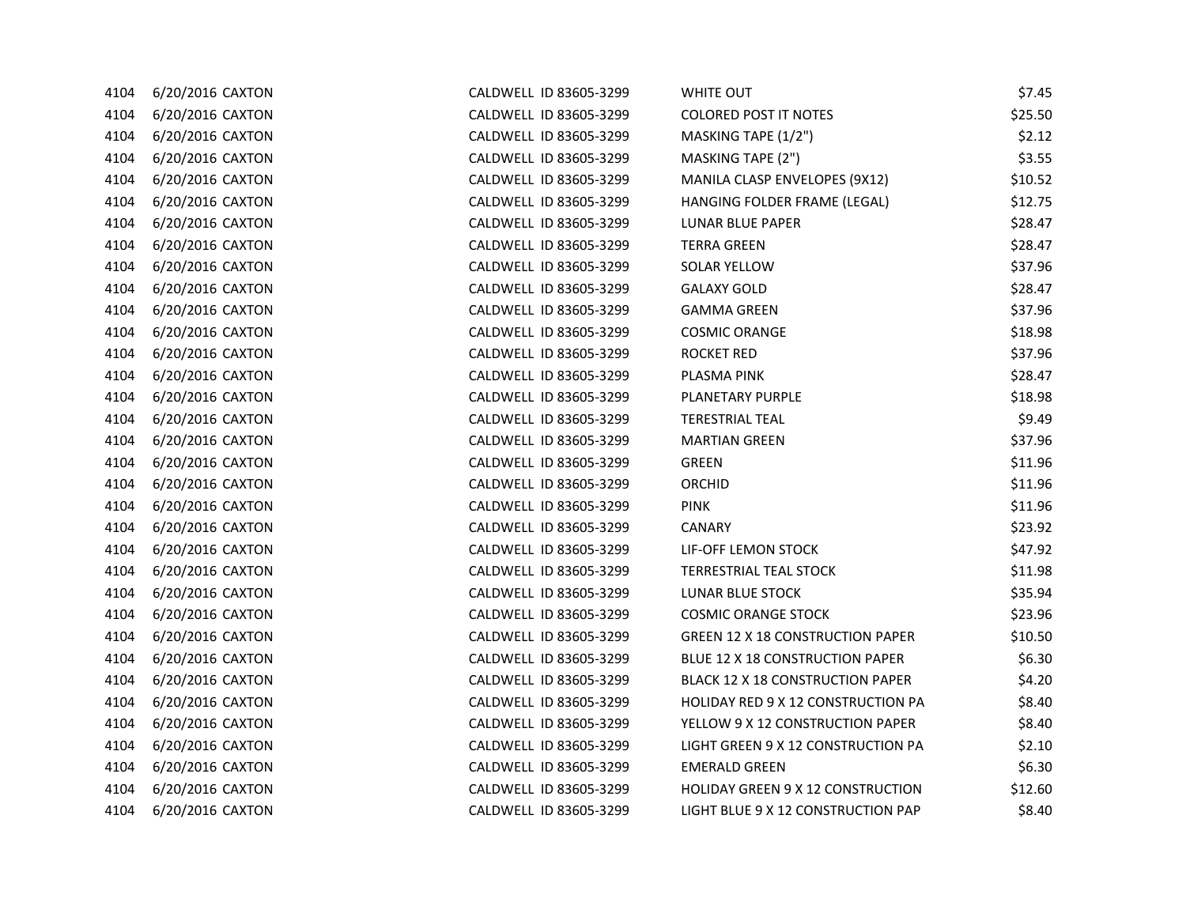| | | | | | |
|---|---|---|---|---|---|
| 4104 | 6/20/2016 | CAXTON | CALDWELL ID 83605-3299 | WHITE OUT | $7.45 |
| 4104 | 6/20/2016 | CAXTON | CALDWELL ID 83605-3299 | COLORED POST IT NOTES | $25.50 |
| 4104 | 6/20/2016 | CAXTON | CALDWELL ID 83605-3299 | MASKING TAPE (1/2") | $2.12 |
| 4104 | 6/20/2016 | CAXTON | CALDWELL ID 83605-3299 | MASKING TAPE (2") | $3.55 |
| 4104 | 6/20/2016 | CAXTON | CALDWELL ID 83605-3299 | MANILA CLASP ENVELOPES (9X12) | $10.52 |
| 4104 | 6/20/2016 | CAXTON | CALDWELL ID 83605-3299 | HANGING FOLDER FRAME (LEGAL) | $12.75 |
| 4104 | 6/20/2016 | CAXTON | CALDWELL ID 83605-3299 | LUNAR BLUE PAPER | $28.47 |
| 4104 | 6/20/2016 | CAXTON | CALDWELL ID 83605-3299 | TERRA GREEN | $28.47 |
| 4104 | 6/20/2016 | CAXTON | CALDWELL ID 83605-3299 | SOLAR YELLOW | $37.96 |
| 4104 | 6/20/2016 | CAXTON | CALDWELL ID 83605-3299 | GALAXY GOLD | $28.47 |
| 4104 | 6/20/2016 | CAXTON | CALDWELL ID 83605-3299 | GAMMA GREEN | $37.96 |
| 4104 | 6/20/2016 | CAXTON | CALDWELL ID 83605-3299 | COSMIC ORANGE | $18.98 |
| 4104 | 6/20/2016 | CAXTON | CALDWELL ID 83605-3299 | ROCKET RED | $37.96 |
| 4104 | 6/20/2016 | CAXTON | CALDWELL ID 83605-3299 | PLASMA PINK | $28.47 |
| 4104 | 6/20/2016 | CAXTON | CALDWELL ID 83605-3299 | PLANETARY PURPLE | $18.98 |
| 4104 | 6/20/2016 | CAXTON | CALDWELL ID 83605-3299 | TERESTRIAL TEAL | $9.49 |
| 4104 | 6/20/2016 | CAXTON | CALDWELL ID 83605-3299 | MARTIAN GREEN | $37.96 |
| 4104 | 6/20/2016 | CAXTON | CALDWELL ID 83605-3299 | GREEN | $11.96 |
| 4104 | 6/20/2016 | CAXTON | CALDWELL ID 83605-3299 | ORCHID | $11.96 |
| 4104 | 6/20/2016 | CAXTON | CALDWELL ID 83605-3299 | PINK | $11.96 |
| 4104 | 6/20/2016 | CAXTON | CALDWELL ID 83605-3299 | CANARY | $23.92 |
| 4104 | 6/20/2016 | CAXTON | CALDWELL ID 83605-3299 | LIF-OFF LEMON STOCK | $47.92 |
| 4104 | 6/20/2016 | CAXTON | CALDWELL ID 83605-3299 | TERRESTRIAL TEAL STOCK | $11.98 |
| 4104 | 6/20/2016 | CAXTON | CALDWELL ID 83605-3299 | LUNAR BLUE STOCK | $35.94 |
| 4104 | 6/20/2016 | CAXTON | CALDWELL ID 83605-3299 | COSMIC ORANGE STOCK | $23.96 |
| 4104 | 6/20/2016 | CAXTON | CALDWELL ID 83605-3299 | GREEN 12 X 18 CONSTRUCTION PAPER | $10.50 |
| 4104 | 6/20/2016 | CAXTON | CALDWELL ID 83605-3299 | BLUE 12 X 18 CONSTRUCTION PAPER | $6.30 |
| 4104 | 6/20/2016 | CAXTON | CALDWELL ID 83605-3299 | BLACK 12 X 18 CONSTRUCTION PAPER | $4.20 |
| 4104 | 6/20/2016 | CAXTON | CALDWELL ID 83605-3299 | HOLIDAY RED 9 X 12 CONSTRUCTION PA | $8.40 |
| 4104 | 6/20/2016 | CAXTON | CALDWELL ID 83605-3299 | YELLOW 9 X 12 CONSTRUCTION PAPER | $8.40 |
| 4104 | 6/20/2016 | CAXTON | CALDWELL ID 83605-3299 | LIGHT GREEN 9 X 12 CONSTRUCTION PA | $2.10 |
| 4104 | 6/20/2016 | CAXTON | CALDWELL ID 83605-3299 | EMERALD GREEN | $6.30 |
| 4104 | 6/20/2016 | CAXTON | CALDWELL ID 83605-3299 | HOLIDAY GREEN 9 X 12 CONSTRUCTION | $12.60 |
| 4104 | 6/20/2016 | CAXTON | CALDWELL ID 83605-3299 | LIGHT BLUE 9 X 12 CONSTRUCTION PAP | $8.40 |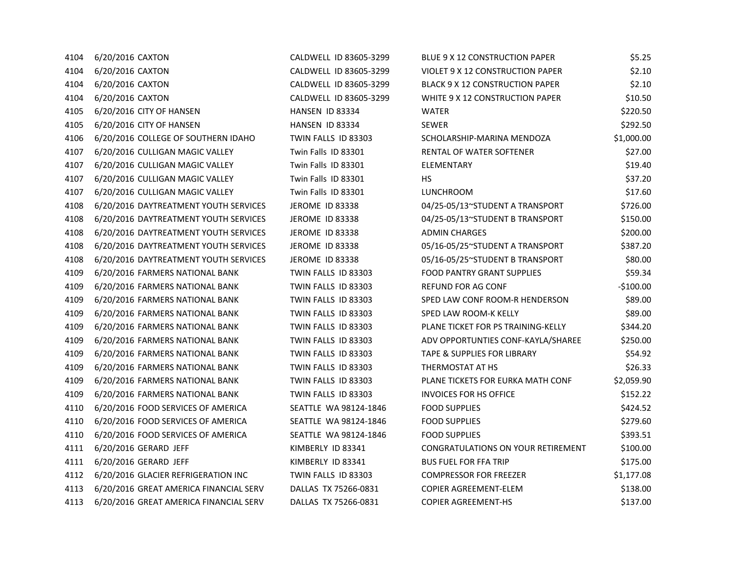| | | | | | |
|---|---|---|---|---|---|
| 4104 | 6/20/2016 | CAXTON | CALDWELL ID 83605-3299 | BLUE 9 X 12 CONSTRUCTION PAPER | $5.25 |
| 4104 | 6/20/2016 | CAXTON | CALDWELL ID 83605-3299 | VIOLET 9 X 12 CONSTRUCTION PAPER | $2.10 |
| 4104 | 6/20/2016 | CAXTON | CALDWELL ID 83605-3299 | BLACK 9 X 12 CONSTRUCTION PAPER | $2.10 |
| 4104 | 6/20/2016 | CAXTON | CALDWELL ID 83605-3299 | WHITE 9 X 12 CONSTRUCTION PAPER | $10.50 |
| 4105 | 6/20/2016 | CITY OF HANSEN | HANSEN ID 83334 | WATER | $220.50 |
| 4105 | 6/20/2016 | CITY OF HANSEN | HANSEN ID 83334 | SEWER | $292.50 |
| 4106 | 6/20/2016 | COLLEGE OF SOUTHERN IDAHO | TWIN FALLS ID 83303 | SCHOLARSHIP-MARINA MENDOZA | $1,000.00 |
| 4107 | 6/20/2016 | CULLIGAN MAGIC VALLEY | Twin Falls ID 83301 | RENTAL OF WATER SOFTENER | $27.00 |
| 4107 | 6/20/2016 | CULLIGAN MAGIC VALLEY | Twin Falls ID 83301 | ELEMENTARY | $19.40 |
| 4107 | 6/20/2016 | CULLIGAN MAGIC VALLEY | Twin Falls ID 83301 | HS | $37.20 |
| 4107 | 6/20/2016 | CULLIGAN MAGIC VALLEY | Twin Falls ID 83301 | LUNCHROOM | $17.60 |
| 4108 | 6/20/2016 | DAYTREATMENT YOUTH SERVICES | JEROME ID 83338 | 04/25-05/13~STUDENT A TRANSPORT | $726.00 |
| 4108 | 6/20/2016 | DAYTREATMENT YOUTH SERVICES | JEROME ID 83338 | 04/25-05/13~STUDENT B TRANSPORT | $150.00 |
| 4108 | 6/20/2016 | DAYTREATMENT YOUTH SERVICES | JEROME ID 83338 | ADMIN CHARGES | $200.00 |
| 4108 | 6/20/2016 | DAYTREATMENT YOUTH SERVICES | JEROME ID 83338 | 05/16-05/25~STUDENT A TRANSPORT | $387.20 |
| 4108 | 6/20/2016 | DAYTREATMENT YOUTH SERVICES | JEROME ID 83338 | 05/16-05/25~STUDENT B TRANSPORT | $80.00 |
| 4109 | 6/20/2016 | FARMERS NATIONAL BANK | TWIN FALLS ID 83303 | FOOD PANTRY GRANT SUPPLIES | $59.34 |
| 4109 | 6/20/2016 | FARMERS NATIONAL BANK | TWIN FALLS ID 83303 | REFUND FOR AG CONF | -$100.00 |
| 4109 | 6/20/2016 | FARMERS NATIONAL BANK | TWIN FALLS ID 83303 | SPED LAW CONF ROOM-R HENDERSON | $89.00 |
| 4109 | 6/20/2016 | FARMERS NATIONAL BANK | TWIN FALLS ID 83303 | SPED LAW ROOM-K KELLY | $89.00 |
| 4109 | 6/20/2016 | FARMERS NATIONAL BANK | TWIN FALLS ID 83303 | PLANE TICKET FOR PS TRAINING-KELLY | $344.20 |
| 4109 | 6/20/2016 | FARMERS NATIONAL BANK | TWIN FALLS ID 83303 | ADV OPPORTUNTIES CONF-KAYLA/SHAREE | $250.00 |
| 4109 | 6/20/2016 | FARMERS NATIONAL BANK | TWIN FALLS ID 83303 | TAPE & SUPPLIES FOR LIBRARY | $54.92 |
| 4109 | 6/20/2016 | FARMERS NATIONAL BANK | TWIN FALLS ID 83303 | THERMOSTAT AT HS | $26.33 |
| 4109 | 6/20/2016 | FARMERS NATIONAL BANK | TWIN FALLS ID 83303 | PLANE TICKETS FOR EURKA MATH CONF | $2,059.90 |
| 4109 | 6/20/2016 | FARMERS NATIONAL BANK | TWIN FALLS ID 83303 | INVOICES FOR HS OFFICE | $152.22 |
| 4110 | 6/20/2016 | FOOD SERVICES OF AMERICA | SEATTLE WA 98124-1846 | FOOD SUPPLIES | $424.52 |
| 4110 | 6/20/2016 | FOOD SERVICES OF AMERICA | SEATTLE WA 98124-1846 | FOOD SUPPLIES | $279.60 |
| 4110 | 6/20/2016 | FOOD SERVICES OF AMERICA | SEATTLE WA 98124-1846 | FOOD SUPPLIES | $393.51 |
| 4111 | 6/20/2016 | GERARD JEFF | KIMBERLY ID 83341 | CONGRATULATIONS ON YOUR RETIREMENT | $100.00 |
| 4111 | 6/20/2016 | GERARD JEFF | KIMBERLY ID 83341 | BUS FUEL FOR FFA TRIP | $175.00 |
| 4112 | 6/20/2016 | GLACIER REFRIGERATION INC | TWIN FALLS ID 83303 | COMPRESSOR FOR FREEZER | $1,177.08 |
| 4113 | 6/20/2016 | GREAT AMERICA FINANCIAL SERV | DALLAS TX 75266-0831 | COPIER AGREEMENT-ELEM | $138.00 |
| 4113 | 6/20/2016 | GREAT AMERICA FINANCIAL SERV | DALLAS TX 75266-0831 | COPIER AGREEMENT-HS | $137.00 |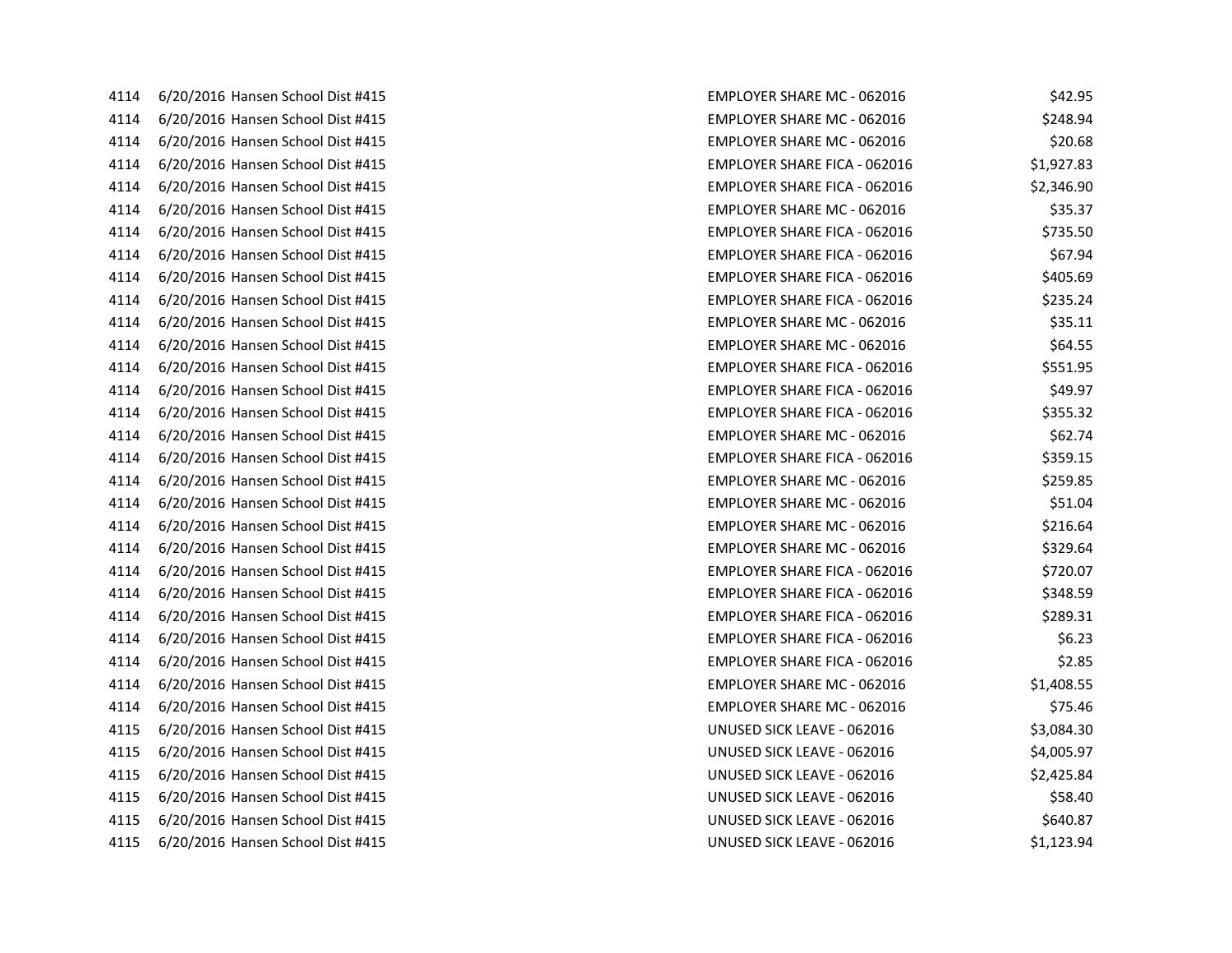| | | | | |
|---|---|---|---|---|
| 4114 | 6/20/2016 | Hansen School Dist #415 | EMPLOYER SHARE MC - 062016 | $42.95 |
| 4114 | 6/20/2016 | Hansen School Dist #415 | EMPLOYER SHARE MC - 062016 | $248.94 |
| 4114 | 6/20/2016 | Hansen School Dist #415 | EMPLOYER SHARE MC - 062016 | $20.68 |
| 4114 | 6/20/2016 | Hansen School Dist #415 | EMPLOYER SHARE FICA - 062016 | $1,927.83 |
| 4114 | 6/20/2016 | Hansen School Dist #415 | EMPLOYER SHARE FICA - 062016 | $2,346.90 |
| 4114 | 6/20/2016 | Hansen School Dist #415 | EMPLOYER SHARE MC - 062016 | $35.37 |
| 4114 | 6/20/2016 | Hansen School Dist #415 | EMPLOYER SHARE FICA - 062016 | $735.50 |
| 4114 | 6/20/2016 | Hansen School Dist #415 | EMPLOYER SHARE FICA - 062016 | $67.94 |
| 4114 | 6/20/2016 | Hansen School Dist #415 | EMPLOYER SHARE FICA - 062016 | $405.69 |
| 4114 | 6/20/2016 | Hansen School Dist #415 | EMPLOYER SHARE FICA - 062016 | $235.24 |
| 4114 | 6/20/2016 | Hansen School Dist #415 | EMPLOYER SHARE MC - 062016 | $35.11 |
| 4114 | 6/20/2016 | Hansen School Dist #415 | EMPLOYER SHARE MC - 062016 | $64.55 |
| 4114 | 6/20/2016 | Hansen School Dist #415 | EMPLOYER SHARE FICA - 062016 | $551.95 |
| 4114 | 6/20/2016 | Hansen School Dist #415 | EMPLOYER SHARE FICA - 062016 | $49.97 |
| 4114 | 6/20/2016 | Hansen School Dist #415 | EMPLOYER SHARE FICA - 062016 | $355.32 |
| 4114 | 6/20/2016 | Hansen School Dist #415 | EMPLOYER SHARE MC - 062016 | $62.74 |
| 4114 | 6/20/2016 | Hansen School Dist #415 | EMPLOYER SHARE FICA - 062016 | $359.15 |
| 4114 | 6/20/2016 | Hansen School Dist #415 | EMPLOYER SHARE MC - 062016 | $259.85 |
| 4114 | 6/20/2016 | Hansen School Dist #415 | EMPLOYER SHARE MC - 062016 | $51.04 |
| 4114 | 6/20/2016 | Hansen School Dist #415 | EMPLOYER SHARE MC - 062016 | $216.64 |
| 4114 | 6/20/2016 | Hansen School Dist #415 | EMPLOYER SHARE MC - 062016 | $329.64 |
| 4114 | 6/20/2016 | Hansen School Dist #415 | EMPLOYER SHARE FICA - 062016 | $720.07 |
| 4114 | 6/20/2016 | Hansen School Dist #415 | EMPLOYER SHARE FICA - 062016 | $348.59 |
| 4114 | 6/20/2016 | Hansen School Dist #415 | EMPLOYER SHARE FICA - 062016 | $289.31 |
| 4114 | 6/20/2016 | Hansen School Dist #415 | EMPLOYER SHARE FICA - 062016 | $6.23 |
| 4114 | 6/20/2016 | Hansen School Dist #415 | EMPLOYER SHARE FICA - 062016 | $2.85 |
| 4114 | 6/20/2016 | Hansen School Dist #415 | EMPLOYER SHARE MC - 062016 | $1,408.55 |
| 4114 | 6/20/2016 | Hansen School Dist #415 | EMPLOYER SHARE MC - 062016 | $75.46 |
| 4115 | 6/20/2016 | Hansen School Dist #415 | UNUSED SICK LEAVE - 062016 | $3,084.30 |
| 4115 | 6/20/2016 | Hansen School Dist #415 | UNUSED SICK LEAVE - 062016 | $4,005.97 |
| 4115 | 6/20/2016 | Hansen School Dist #415 | UNUSED SICK LEAVE - 062016 | $2,425.84 |
| 4115 | 6/20/2016 | Hansen School Dist #415 | UNUSED SICK LEAVE - 062016 | $58.40 |
| 4115 | 6/20/2016 | Hansen School Dist #415 | UNUSED SICK LEAVE - 062016 | $640.87 |
| 4115 | 6/20/2016 | Hansen School Dist #415 | UNUSED SICK LEAVE - 062016 | $1,123.94 |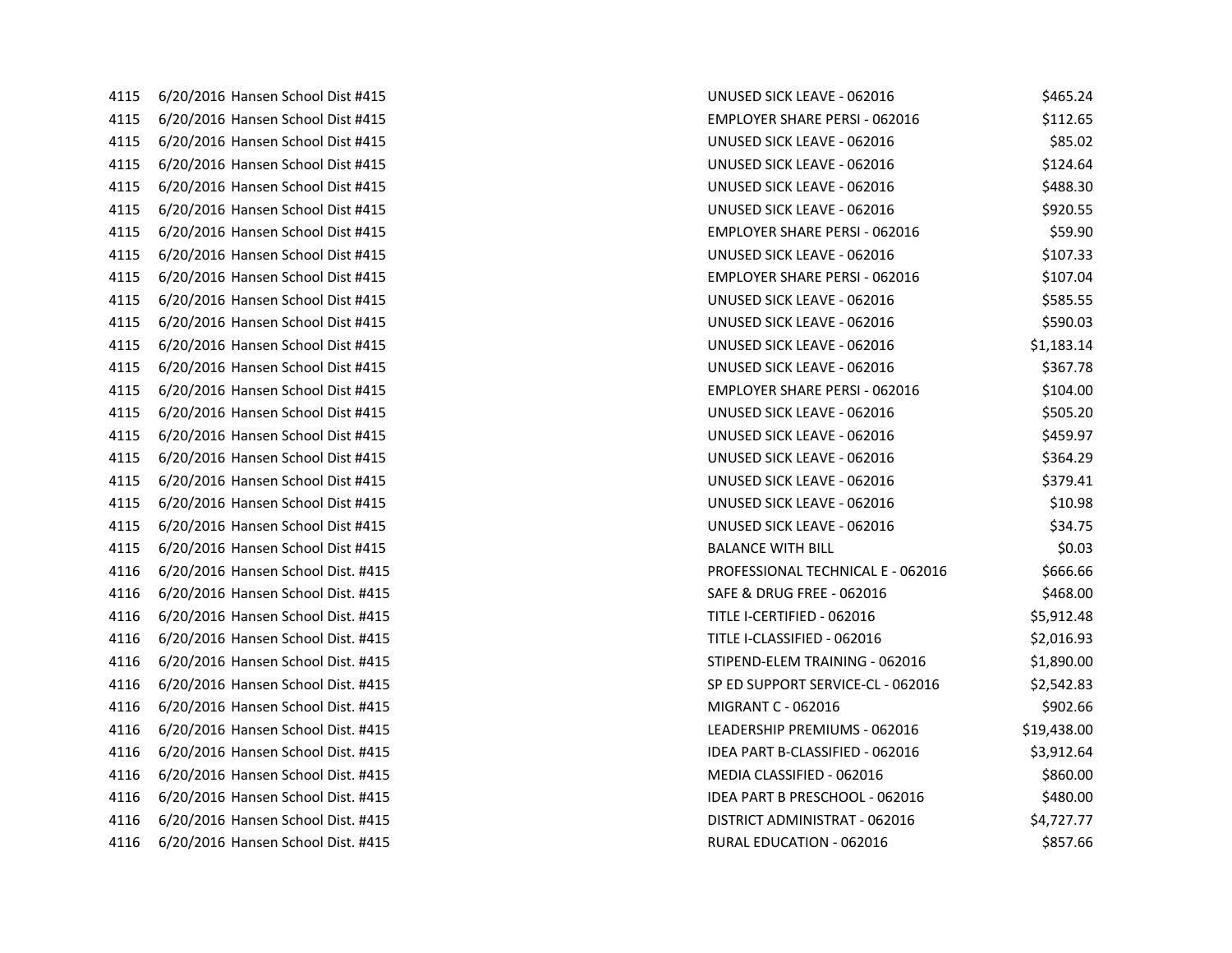| | | | | |
|---|---|---|---|---|
| 4115 | 6/20/2016 | Hansen School Dist #415 | UNUSED SICK LEAVE - 062016 | $465.24 |
| 4115 | 6/20/2016 | Hansen School Dist #415 | EMPLOYER SHARE PERSI - 062016 | $112.65 |
| 4115 | 6/20/2016 | Hansen School Dist #415 | UNUSED SICK LEAVE - 062016 | $85.02 |
| 4115 | 6/20/2016 | Hansen School Dist #415 | UNUSED SICK LEAVE - 062016 | $124.64 |
| 4115 | 6/20/2016 | Hansen School Dist #415 | UNUSED SICK LEAVE - 062016 | $488.30 |
| 4115 | 6/20/2016 | Hansen School Dist #415 | UNUSED SICK LEAVE - 062016 | $920.55 |
| 4115 | 6/20/2016 | Hansen School Dist #415 | EMPLOYER SHARE PERSI - 062016 | $59.90 |
| 4115 | 6/20/2016 | Hansen School Dist #415 | UNUSED SICK LEAVE - 062016 | $107.33 |
| 4115 | 6/20/2016 | Hansen School Dist #415 | EMPLOYER SHARE PERSI - 062016 | $107.04 |
| 4115 | 6/20/2016 | Hansen School Dist #415 | UNUSED SICK LEAVE - 062016 | $585.55 |
| 4115 | 6/20/2016 | Hansen School Dist #415 | UNUSED SICK LEAVE - 062016 | $590.03 |
| 4115 | 6/20/2016 | Hansen School Dist #415 | UNUSED SICK LEAVE - 062016 | $1,183.14 |
| 4115 | 6/20/2016 | Hansen School Dist #415 | UNUSED SICK LEAVE - 062016 | $367.78 |
| 4115 | 6/20/2016 | Hansen School Dist #415 | EMPLOYER SHARE PERSI - 062016 | $104.00 |
| 4115 | 6/20/2016 | Hansen School Dist #415 | UNUSED SICK LEAVE - 062016 | $505.20 |
| 4115 | 6/20/2016 | Hansen School Dist #415 | UNUSED SICK LEAVE - 062016 | $459.97 |
| 4115 | 6/20/2016 | Hansen School Dist #415 | UNUSED SICK LEAVE - 062016 | $364.29 |
| 4115 | 6/20/2016 | Hansen School Dist #415 | UNUSED SICK LEAVE - 062016 | $379.41 |
| 4115 | 6/20/2016 | Hansen School Dist #415 | UNUSED SICK LEAVE - 062016 | $10.98 |
| 4115 | 6/20/2016 | Hansen School Dist #415 | UNUSED SICK LEAVE - 062016 | $34.75 |
| 4115 | 6/20/2016 | Hansen School Dist #415 | BALANCE WITH BILL | $0.03 |
| 4116 | 6/20/2016 | Hansen School Dist. #415 | PROFESSIONAL TECHNICAL E - 062016 | $666.66 |
| 4116 | 6/20/2016 | Hansen School Dist. #415 | SAFE & DRUG FREE - 062016 | $468.00 |
| 4116 | 6/20/2016 | Hansen School Dist. #415 | TITLE I-CERTIFIED - 062016 | $5,912.48 |
| 4116 | 6/20/2016 | Hansen School Dist. #415 | TITLE I-CLASSIFIED - 062016 | $2,016.93 |
| 4116 | 6/20/2016 | Hansen School Dist. #415 | STIPEND-ELEM TRAINING - 062016 | $1,890.00 |
| 4116 | 6/20/2016 | Hansen School Dist. #415 | SP ED SUPPORT SERVICE-CL - 062016 | $2,542.83 |
| 4116 | 6/20/2016 | Hansen School Dist. #415 | MIGRANT C - 062016 | $902.66 |
| 4116 | 6/20/2016 | Hansen School Dist. #415 | LEADERSHIP PREMIUMS - 062016 | $19,438.00 |
| 4116 | 6/20/2016 | Hansen School Dist. #415 | IDEA PART B-CLASSIFIED - 062016 | $3,912.64 |
| 4116 | 6/20/2016 | Hansen School Dist. #415 | MEDIA CLASSIFIED - 062016 | $860.00 |
| 4116 | 6/20/2016 | Hansen School Dist. #415 | IDEA PART B PRESCHOOL - 062016 | $480.00 |
| 4116 | 6/20/2016 | Hansen School Dist. #415 | DISTRICT ADMINISTRAT - 062016 | $4,727.77 |
| 4116 | 6/20/2016 | Hansen School Dist. #415 | RURAL EDUCATION - 062016 | $857.66 |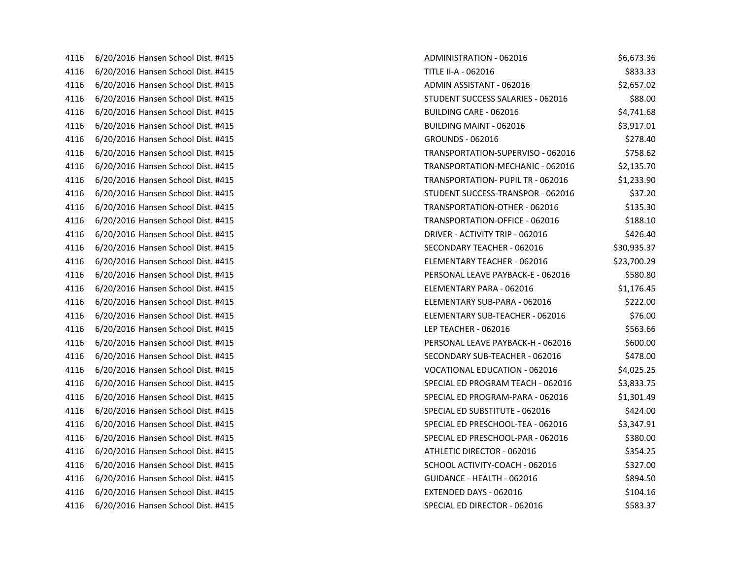| | | | | |
|---|---|---|---|---|
| 4116 | 6/20/2016 | Hansen School Dist. #415 | ADMINISTRATION - 062016 | $6,673.36 |
| 4116 | 6/20/2016 | Hansen School Dist. #415 | TITLE II-A - 062016 | $833.33 |
| 4116 | 6/20/2016 | Hansen School Dist. #415 | ADMIN ASSISTANT - 062016 | $2,657.02 |
| 4116 | 6/20/2016 | Hansen School Dist. #415 | STUDENT SUCCESS SALARIES - 062016 | $88.00 |
| 4116 | 6/20/2016 | Hansen School Dist. #415 | BUILDING CARE - 062016 | $4,741.68 |
| 4116 | 6/20/2016 | Hansen School Dist. #415 | BUILDING MAINT - 062016 | $3,917.01 |
| 4116 | 6/20/2016 | Hansen School Dist. #415 | GROUNDS - 062016 | $278.40 |
| 4116 | 6/20/2016 | Hansen School Dist. #415 | TRANSPORTATION-SUPERVISO - 062016 | $758.62 |
| 4116 | 6/20/2016 | Hansen School Dist. #415 | TRANSPORTATION-MECHANIC - 062016 | $2,135.70 |
| 4116 | 6/20/2016 | Hansen School Dist. #415 | TRANSPORTATION- PUPIL TR - 062016 | $1,233.90 |
| 4116 | 6/20/2016 | Hansen School Dist. #415 | STUDENT SUCCESS-TRANSPOR - 062016 | $37.20 |
| 4116 | 6/20/2016 | Hansen School Dist. #415 | TRANSPORTATION-OTHER - 062016 | $135.30 |
| 4116 | 6/20/2016 | Hansen School Dist. #415 | TRANSPORTATION-OFFICE - 062016 | $188.10 |
| 4116 | 6/20/2016 | Hansen School Dist. #415 | DRIVER - ACTIVITY TRIP - 062016 | $426.40 |
| 4116 | 6/20/2016 | Hansen School Dist. #415 | SECONDARY TEACHER - 062016 | $30,935.37 |
| 4116 | 6/20/2016 | Hansen School Dist. #415 | ELEMENTARY TEACHER - 062016 | $23,700.29 |
| 4116 | 6/20/2016 | Hansen School Dist. #415 | PERSONAL LEAVE PAYBACK-E - 062016 | $580.80 |
| 4116 | 6/20/2016 | Hansen School Dist. #415 | ELEMENTARY PARA - 062016 | $1,176.45 |
| 4116 | 6/20/2016 | Hansen School Dist. #415 | ELEMENTARY SUB-PARA - 062016 | $222.00 |
| 4116 | 6/20/2016 | Hansen School Dist. #415 | ELEMENTARY SUB-TEACHER - 062016 | $76.00 |
| 4116 | 6/20/2016 | Hansen School Dist. #415 | LEP TEACHER - 062016 | $563.66 |
| 4116 | 6/20/2016 | Hansen School Dist. #415 | PERSONAL LEAVE PAYBACK-H - 062016 | $600.00 |
| 4116 | 6/20/2016 | Hansen School Dist. #415 | SECONDARY SUB-TEACHER - 062016 | $478.00 |
| 4116 | 6/20/2016 | Hansen School Dist. #415 | VOCATIONAL EDUCATION - 062016 | $4,025.25 |
| 4116 | 6/20/2016 | Hansen School Dist. #415 | SPECIAL ED PROGRAM TEACH - 062016 | $3,833.75 |
| 4116 | 6/20/2016 | Hansen School Dist. #415 | SPECIAL ED PROGRAM-PARA - 062016 | $1,301.49 |
| 4116 | 6/20/2016 | Hansen School Dist. #415 | SPECIAL ED SUBSTITUTE - 062016 | $424.00 |
| 4116 | 6/20/2016 | Hansen School Dist. #415 | SPECIAL ED PRESCHOOL-TEA - 062016 | $3,347.91 |
| 4116 | 6/20/2016 | Hansen School Dist. #415 | SPECIAL ED PRESCHOOL-PAR - 062016 | $380.00 |
| 4116 | 6/20/2016 | Hansen School Dist. #415 | ATHLETIC DIRECTOR - 062016 | $354.25 |
| 4116 | 6/20/2016 | Hansen School Dist. #415 | SCHOOL ACTIVITY-COACH - 062016 | $327.00 |
| 4116 | 6/20/2016 | Hansen School Dist. #415 | GUIDANCE - HEALTH - 062016 | $894.50 |
| 4116 | 6/20/2016 | Hansen School Dist. #415 | EXTENDED DAYS - 062016 | $104.16 |
| 4116 | 6/20/2016 | Hansen School Dist. #415 | SPECIAL ED DIRECTOR - 062016 | $583.37 |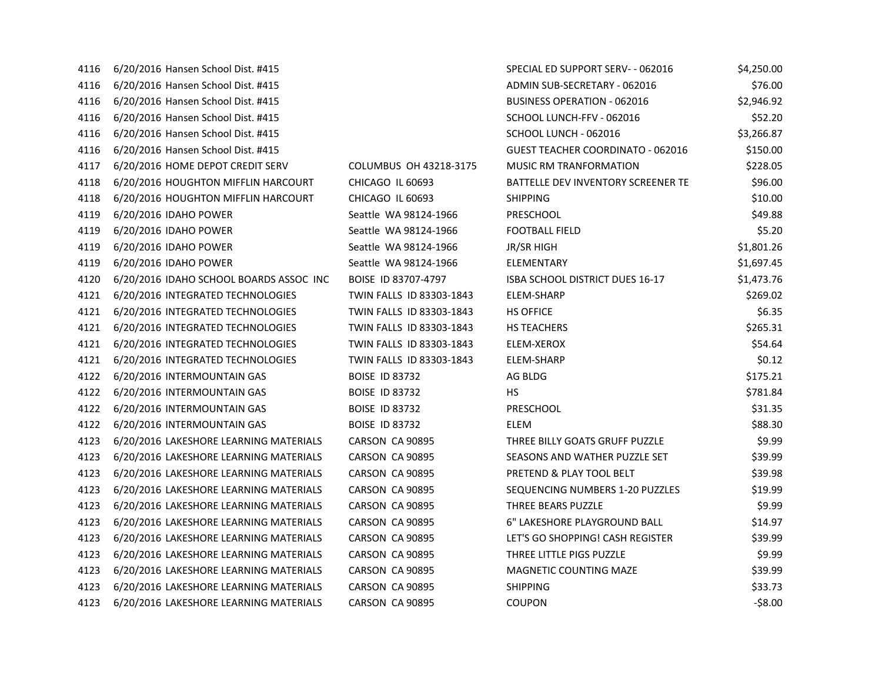| | | | | | |
|---|---|---|---|---|---|
| 4116 | 6/20/2016 | Hansen School Dist. #415 | | SPECIAL ED SUPPORT SERV- - 062016 | $4,250.00 |
| 4116 | 6/20/2016 | Hansen School Dist. #415 | | ADMIN SUB-SECRETARY - 062016 | $76.00 |
| 4116 | 6/20/2016 | Hansen School Dist. #415 | | BUSINESS OPERATION - 062016 | $2,946.92 |
| 4116 | 6/20/2016 | Hansen School Dist. #415 | | SCHOOL LUNCH-FFV - 062016 | $52.20 |
| 4116 | 6/20/2016 | Hansen School Dist. #415 | | SCHOOL LUNCH - 062016 | $3,266.87 |
| 4116 | 6/20/2016 | Hansen School Dist. #415 | | GUEST TEACHER COORDINATO - 062016 | $150.00 |
| 4117 | 6/20/2016 | HOME DEPOT CREDIT SERV | COLUMBUS OH 43218-3175 | MUSIC RM TRANFORMATION | $228.05 |
| 4118 | 6/20/2016 | HOUGHTON MIFFLIN HARCOURT | CHICAGO IL 60693 | BATTELLE DEV INVENTORY SCREENER TE | $96.00 |
| 4118 | 6/20/2016 | HOUGHTON MIFFLIN HARCOURT | CHICAGO IL 60693 | SHIPPING | $10.00 |
| 4119 | 6/20/2016 | IDAHO POWER | Seattle WA 98124-1966 | PRESCHOOL | $49.88 |
| 4119 | 6/20/2016 | IDAHO POWER | Seattle WA 98124-1966 | FOOTBALL FIELD | $5.20 |
| 4119 | 6/20/2016 | IDAHO POWER | Seattle WA 98124-1966 | JR/SR HIGH | $1,801.26 |
| 4119 | 6/20/2016 | IDAHO POWER | Seattle WA 98124-1966 | ELEMENTARY | $1,697.45 |
| 4120 | 6/20/2016 | IDAHO SCHOOL BOARDS ASSOC INC | BOISE ID 83707-4797 | ISBA SCHOOL DISTRICT DUES 16-17 | $1,473.76 |
| 4121 | 6/20/2016 | INTEGRATED TECHNOLOGIES | TWIN FALLS ID 83303-1843 | ELEM-SHARP | $269.02 |
| 4121 | 6/20/2016 | INTEGRATED TECHNOLOGIES | TWIN FALLS ID 83303-1843 | HS OFFICE | $6.35 |
| 4121 | 6/20/2016 | INTEGRATED TECHNOLOGIES | TWIN FALLS ID 83303-1843 | HS TEACHERS | $265.31 |
| 4121 | 6/20/2016 | INTEGRATED TECHNOLOGIES | TWIN FALLS ID 83303-1843 | ELEM-XEROX | $54.64 |
| 4121 | 6/20/2016 | INTEGRATED TECHNOLOGIES | TWIN FALLS ID 83303-1843 | ELEM-SHARP | $0.12 |
| 4122 | 6/20/2016 | INTERMOUNTAIN GAS | BOISE ID 83732 | AG BLDG | $175.21 |
| 4122 | 6/20/2016 | INTERMOUNTAIN GAS | BOISE ID 83732 | HS | $781.84 |
| 4122 | 6/20/2016 | INTERMOUNTAIN GAS | BOISE ID 83732 | PRESCHOOL | $31.35 |
| 4122 | 6/20/2016 | INTERMOUNTAIN GAS | BOISE ID 83732 | ELEM | $88.30 |
| 4123 | 6/20/2016 | LAKESHORE LEARNING MATERIALS | CARSON CA 90895 | THREE BILLY GOATS GRUFF PUZZLE | $9.99 |
| 4123 | 6/20/2016 | LAKESHORE LEARNING MATERIALS | CARSON CA 90895 | SEASONS AND WATHER PUZZLE SET | $39.99 |
| 4123 | 6/20/2016 | LAKESHORE LEARNING MATERIALS | CARSON CA 90895 | PRETEND & PLAY TOOL BELT | $39.98 |
| 4123 | 6/20/2016 | LAKESHORE LEARNING MATERIALS | CARSON CA 90895 | SEQUENCING NUMBERS 1-20 PUZZLES | $19.99 |
| 4123 | 6/20/2016 | LAKESHORE LEARNING MATERIALS | CARSON CA 90895 | THREE BEARS PUZZLE | $9.99 |
| 4123 | 6/20/2016 | LAKESHORE LEARNING MATERIALS | CARSON CA 90895 | 6" LAKESHORE PLAYGROUND BALL | $14.97 |
| 4123 | 6/20/2016 | LAKESHORE LEARNING MATERIALS | CARSON CA 90895 | LET'S GO SHOPPING! CASH REGISTER | $39.99 |
| 4123 | 6/20/2016 | LAKESHORE LEARNING MATERIALS | CARSON CA 90895 | THREE LITTLE PIGS PUZZLE | $9.99 |
| 4123 | 6/20/2016 | LAKESHORE LEARNING MATERIALS | CARSON CA 90895 | MAGNETIC COUNTING MAZE | $39.99 |
| 4123 | 6/20/2016 | LAKESHORE LEARNING MATERIALS | CARSON CA 90895 | SHIPPING | $33.73 |
| 4123 | 6/20/2016 | LAKESHORE LEARNING MATERIALS | CARSON CA 90895 | COUPON | -$8.00 |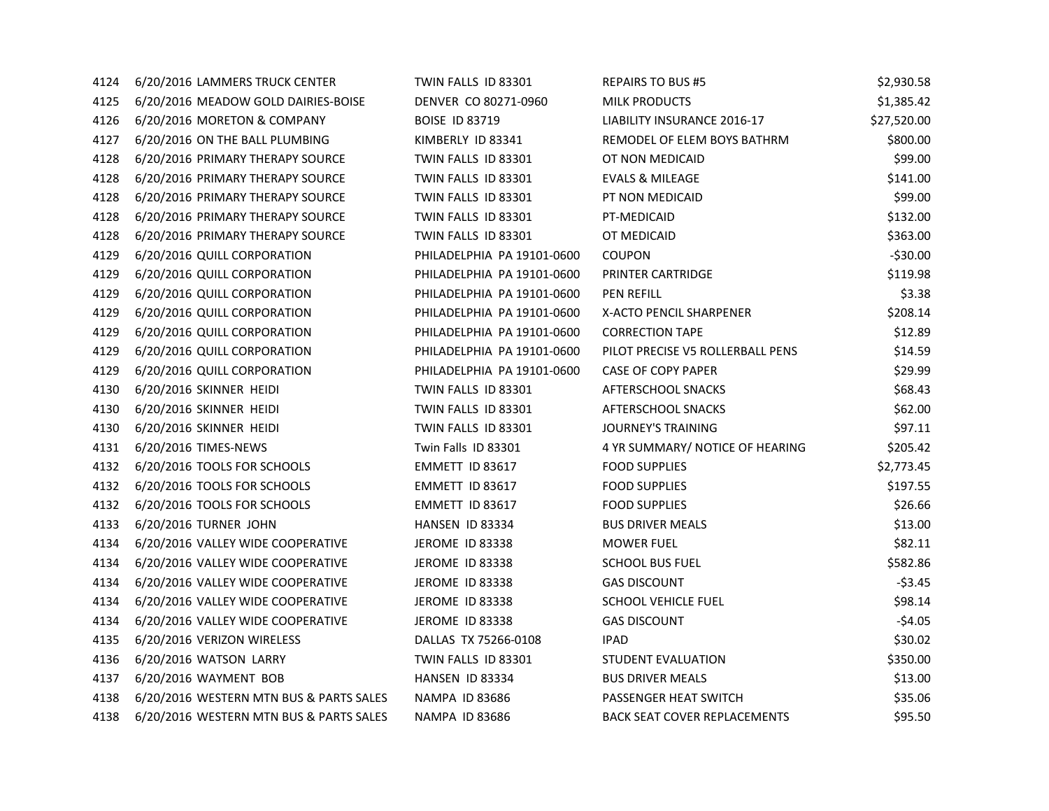| | | | | | |
|---|---|---|---|---|---|
| 4124 | 6/20/2016 | LAMMERS TRUCK CENTER | TWIN FALLS ID 83301 | REPAIRS TO BUS #5 | $2,930.58 |
| 4125 | 6/20/2016 | MEADOW GOLD DAIRIES-BOISE | DENVER CO 80271-0960 | MILK PRODUCTS | $1,385.42 |
| 4126 | 6/20/2016 | MORETON & COMPANY | BOISE ID 83719 | LIABILITY INSURANCE 2016-17 | $27,520.00 |
| 4127 | 6/20/2016 | ON THE BALL PLUMBING | KIMBERLY ID 83341 | REMODEL OF ELEM BOYS BATHRM | $800.00 |
| 4128 | 6/20/2016 | PRIMARY THERAPY SOURCE | TWIN FALLS ID 83301 | OT NON MEDICAID | $99.00 |
| 4128 | 6/20/2016 | PRIMARY THERAPY SOURCE | TWIN FALLS ID 83301 | EVALS & MILEAGE | $141.00 |
| 4128 | 6/20/2016 | PRIMARY THERAPY SOURCE | TWIN FALLS ID 83301 | PT NON MEDICAID | $99.00 |
| 4128 | 6/20/2016 | PRIMARY THERAPY SOURCE | TWIN FALLS ID 83301 | PT-MEDICAID | $132.00 |
| 4128 | 6/20/2016 | PRIMARY THERAPY SOURCE | TWIN FALLS ID 83301 | OT MEDICAID | $363.00 |
| 4129 | 6/20/2016 | QUILL CORPORATION | PHILADELPHIA PA 19101-0600 | COUPON | -$30.00 |
| 4129 | 6/20/2016 | QUILL CORPORATION | PHILADELPHIA PA 19101-0600 | PRINTER CARTRIDGE | $119.98 |
| 4129 | 6/20/2016 | QUILL CORPORATION | PHILADELPHIA PA 19101-0600 | PEN REFILL | $3.38 |
| 4129 | 6/20/2016 | QUILL CORPORATION | PHILADELPHIA PA 19101-0600 | X-ACTO PENCIL SHARPENER | $208.14 |
| 4129 | 6/20/2016 | QUILL CORPORATION | PHILADELPHIA PA 19101-0600 | CORRECTION TAPE | $12.89 |
| 4129 | 6/20/2016 | QUILL CORPORATION | PHILADELPHIA PA 19101-0600 | PILOT PRECISE V5 ROLLERBALL PENS | $14.59 |
| 4129 | 6/20/2016 | QUILL CORPORATION | PHILADELPHIA PA 19101-0600 | CASE OF COPY PAPER | $29.99 |
| 4130 | 6/20/2016 | SKINNER HEIDI | TWIN FALLS ID 83301 | AFTERSCHOOL SNACKS | $68.43 |
| 4130 | 6/20/2016 | SKINNER HEIDI | TWIN FALLS ID 83301 | AFTERSCHOOL SNACKS | $62.00 |
| 4130 | 6/20/2016 | SKINNER HEIDI | TWIN FALLS ID 83301 | JOURNEY'S TRAINING | $97.11 |
| 4131 | 6/20/2016 | TIMES-NEWS | Twin Falls ID 83301 | 4 YR SUMMARY/ NOTICE OF HEARING | $205.42 |
| 4132 | 6/20/2016 | TOOLS FOR SCHOOLS | EMMETT ID 83617 | FOOD SUPPLIES | $2,773.45 |
| 4132 | 6/20/2016 | TOOLS FOR SCHOOLS | EMMETT ID 83617 | FOOD SUPPLIES | $197.55 |
| 4132 | 6/20/2016 | TOOLS FOR SCHOOLS | EMMETT ID 83617 | FOOD SUPPLIES | $26.66 |
| 4133 | 6/20/2016 | TURNER JOHN | HANSEN ID 83334 | BUS DRIVER MEALS | $13.00 |
| 4134 | 6/20/2016 | VALLEY WIDE COOPERATIVE | JEROME ID 83338 | MOWER FUEL | $82.11 |
| 4134 | 6/20/2016 | VALLEY WIDE COOPERATIVE | JEROME ID 83338 | SCHOOL BUS FUEL | $582.86 |
| 4134 | 6/20/2016 | VALLEY WIDE COOPERATIVE | JEROME ID 83338 | GAS DISCOUNT | -$3.45 |
| 4134 | 6/20/2016 | VALLEY WIDE COOPERATIVE | JEROME ID 83338 | SCHOOL VEHICLE FUEL | $98.14 |
| 4134 | 6/20/2016 | VALLEY WIDE COOPERATIVE | JEROME ID 83338 | GAS DISCOUNT | -$4.05 |
| 4135 | 6/20/2016 | VERIZON WIRELESS | DALLAS TX 75266-0108 | IPAD | $30.02 |
| 4136 | 6/20/2016 | WATSON LARRY | TWIN FALLS ID 83301 | STUDENT EVALUATION | $350.00 |
| 4137 | 6/20/2016 | WAYMENT BOB | HANSEN ID 83334 | BUS DRIVER MEALS | $13.00 |
| 4138 | 6/20/2016 | WESTERN MTN BUS & PARTS SALES | NAMPA ID 83686 | PASSENGER HEAT SWITCH | $35.06 |
| 4138 | 6/20/2016 | WESTERN MTN BUS & PARTS SALES | NAMPA ID 83686 | BACK SEAT COVER REPLACEMENTS | $95.50 |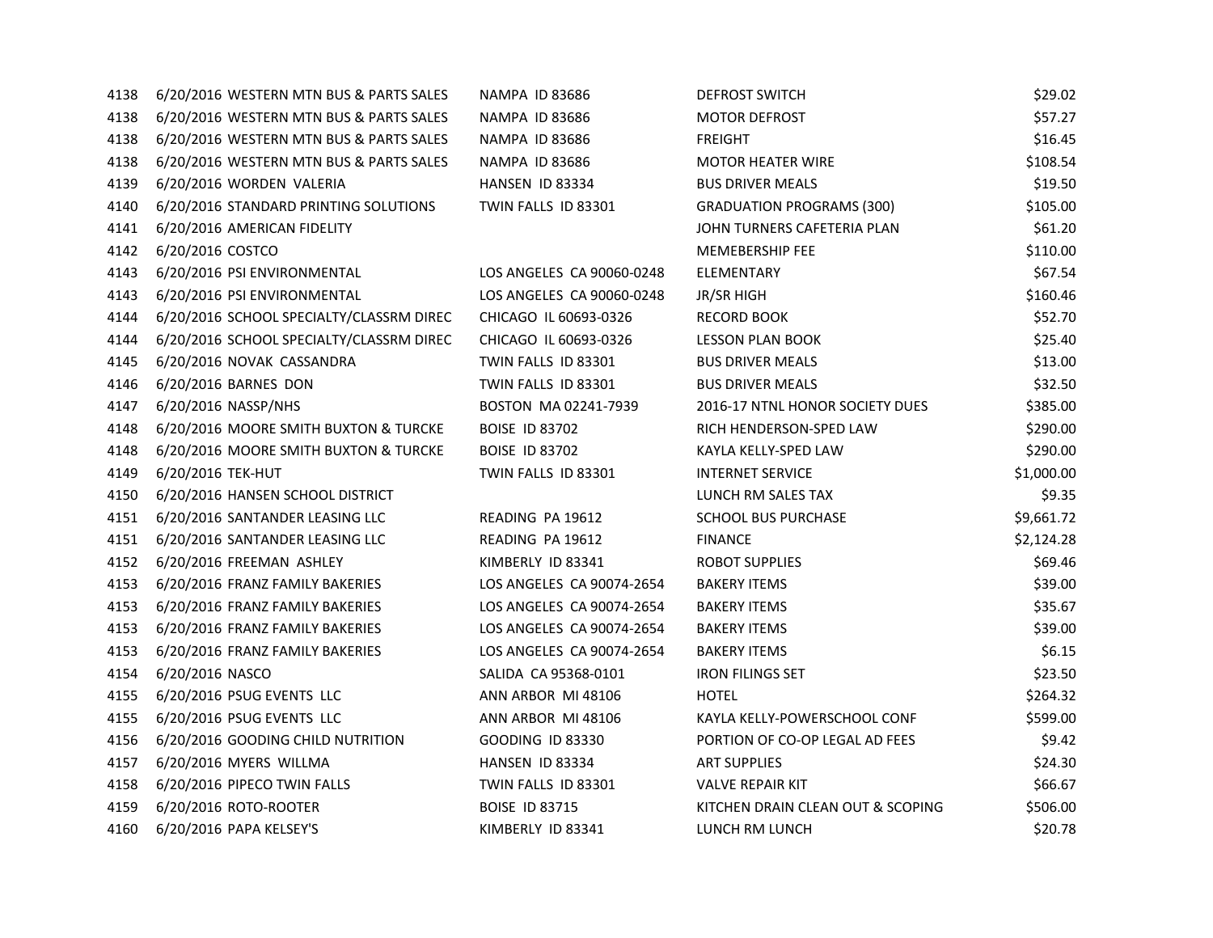| | | | | | |
|---|---|---|---|---|---|
| 4138 | 6/20/2016 | WESTERN MTN BUS & PARTS SALES | NAMPA ID 83686 | DEFROST SWITCH | $29.02 |
| 4138 | 6/20/2016 | WESTERN MTN BUS & PARTS SALES | NAMPA ID 83686 | MOTOR DEFROST | $57.27 |
| 4138 | 6/20/2016 | WESTERN MTN BUS & PARTS SALES | NAMPA ID 83686 | FREIGHT | $16.45 |
| 4138 | 6/20/2016 | WESTERN MTN BUS & PARTS SALES | NAMPA ID 83686 | MOTOR HEATER WIRE | $108.54 |
| 4139 | 6/20/2016 | WORDEN VALERIA | HANSEN ID 83334 | BUS DRIVER MEALS | $19.50 |
| 4140 | 6/20/2016 | STANDARD PRINTING SOLUTIONS | TWIN FALLS ID 83301 | GRADUATION PROGRAMS (300) | $105.00 |
| 4141 | 6/20/2016 | AMERICAN FIDELITY | | JOHN TURNERS CAFETERIA PLAN | $61.20 |
| 4142 | 6/20/2016 | COSTCO | | MEMEBERSHIP FEE | $110.00 |
| 4143 | 6/20/2016 | PSI ENVIRONMENTAL | LOS ANGELES CA 90060-0248 | ELEMENTARY | $67.54 |
| 4143 | 6/20/2016 | PSI ENVIRONMENTAL | LOS ANGELES CA 90060-0248 | JR/SR HIGH | $160.46 |
| 4144 | 6/20/2016 | SCHOOL SPECIALTY/CLASSRM DIREC | CHICAGO IL 60693-0326 | RECORD BOOK | $52.70 |
| 4144 | 6/20/2016 | SCHOOL SPECIALTY/CLASSRM DIREC | CHICAGO IL 60693-0326 | LESSON PLAN BOOK | $25.40 |
| 4145 | 6/20/2016 | NOVAK CASSANDRA | TWIN FALLS ID 83301 | BUS DRIVER MEALS | $13.00 |
| 4146 | 6/20/2016 | BARNES DON | TWIN FALLS ID 83301 | BUS DRIVER MEALS | $32.50 |
| 4147 | 6/20/2016 | NASSP/NHS | BOSTON MA 02241-7939 | 2016-17 NTNL HONOR SOCIETY DUES | $385.00 |
| 4148 | 6/20/2016 | MOORE SMITH BUXTON & TURCKE | BOISE ID 83702 | RICH HENDERSON-SPED LAW | $290.00 |
| 4148 | 6/20/2016 | MOORE SMITH BUXTON & TURCKE | BOISE ID 83702 | KAYLA KELLY-SPED LAW | $290.00 |
| 4149 | 6/20/2016 | TEK-HUT | TWIN FALLS ID 83301 | INTERNET SERVICE | $1,000.00 |
| 4150 | 6/20/2016 | HANSEN SCHOOL DISTRICT | | LUNCH RM SALES TAX | $9.35 |
| 4151 | 6/20/2016 | SANTANDER LEASING LLC | READING PA 19612 | SCHOOL BUS PURCHASE | $9,661.72 |
| 4151 | 6/20/2016 | SANTANDER LEASING LLC | READING PA 19612 | FINANCE | $2,124.28 |
| 4152 | 6/20/2016 | FREEMAN ASHLEY | KIMBERLY ID 83341 | ROBOT SUPPLIES | $69.46 |
| 4153 | 6/20/2016 | FRANZ FAMILY BAKERIES | LOS ANGELES CA 90074-2654 | BAKERY ITEMS | $39.00 |
| 4153 | 6/20/2016 | FRANZ FAMILY BAKERIES | LOS ANGELES CA 90074-2654 | BAKERY ITEMS | $35.67 |
| 4153 | 6/20/2016 | FRANZ FAMILY BAKERIES | LOS ANGELES CA 90074-2654 | BAKERY ITEMS | $39.00 |
| 4153 | 6/20/2016 | FRANZ FAMILY BAKERIES | LOS ANGELES CA 90074-2654 | BAKERY ITEMS | $6.15 |
| 4154 | 6/20/2016 | NASCO | SALIDA CA 95368-0101 | IRON FILINGS SET | $23.50 |
| 4155 | 6/20/2016 | PSUG EVENTS LLC | ANN ARBOR MI 48106 | HOTEL | $264.32 |
| 4155 | 6/20/2016 | PSUG EVENTS LLC | ANN ARBOR MI 48106 | KAYLA KELLY-POWERSCHOOL CONF | $599.00 |
| 4156 | 6/20/2016 | GOODING CHILD NUTRITION | GOODING ID 83330 | PORTION OF CO-OP LEGAL AD FEES | $9.42 |
| 4157 | 6/20/2016 | MYERS WILLMA | HANSEN ID 83334 | ART SUPPLIES | $24.30 |
| 4158 | 6/20/2016 | PIPECO TWIN FALLS | TWIN FALLS ID 83301 | VALVE REPAIR KIT | $66.67 |
| 4159 | 6/20/2016 | ROTO-ROOTER | BOISE ID 83715 | KITCHEN DRAIN CLEAN OUT & SCOPING | $506.00 |
| 4160 | 6/20/2016 | PAPA KELSEY'S | KIMBERLY ID 83341 | LUNCH RM LUNCH | $20.78 |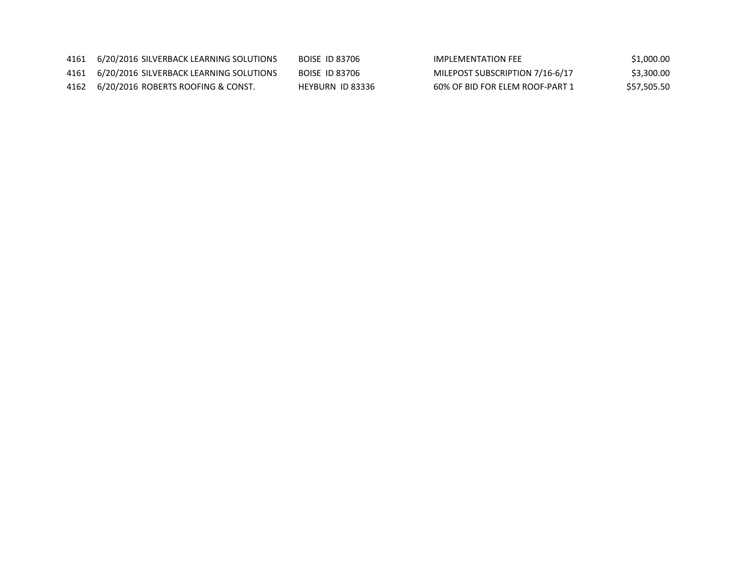| | | | | | |
|---|---|---|---|---|---|
| 4161 | 6/20/2016 | SILVERBACK LEARNING SOLUTIONS | BOISE ID 83706 | IMPLEMENTATION FEE | $1,000.00 |
| 4161 | 6/20/2016 | SILVERBACK LEARNING SOLUTIONS | BOISE ID 83706 | MILEPOST SUBSCRIPTION 7/16-6/17 | $3,300.00 |
| 4162 | 6/20/2016 | ROBERTS ROOFING & CONST. | HEYBURN ID 83336 | 60% OF BID FOR ELEM ROOF-PART 1 | $57,505.50 |